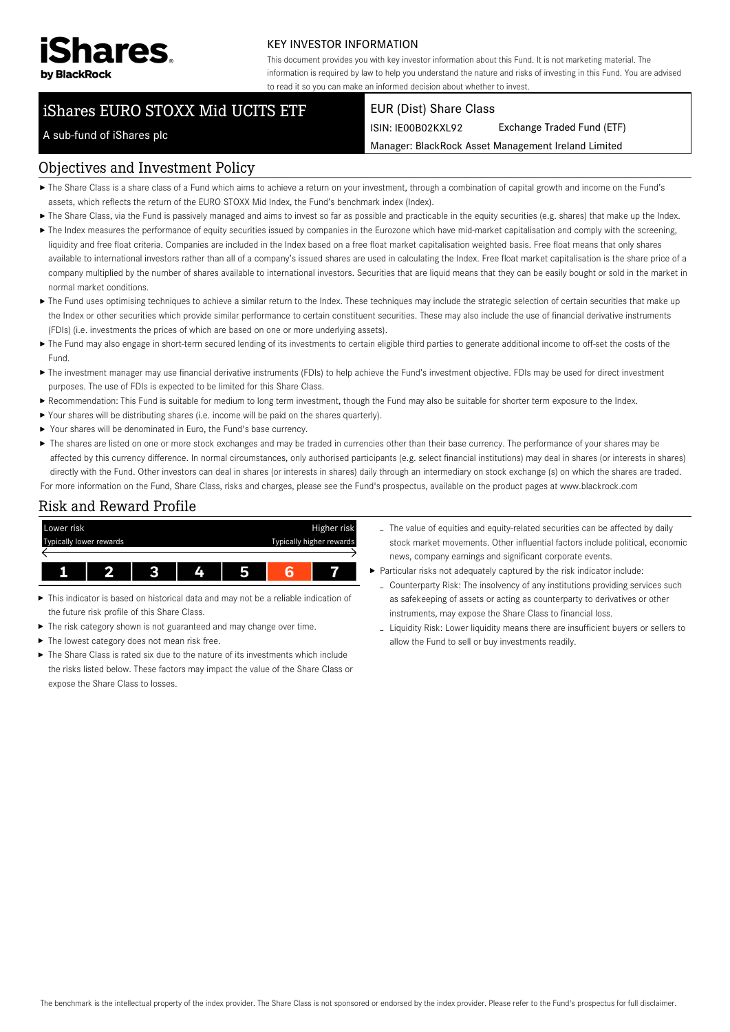iShares by BlackRock

KEY INVESTOR INFORMATION

This document provides you with key investor information about this Fund. It is not marketing material. The information is required by law to help you understand the nature and risks of investing in this Fund. You are advised to read it so you can make an informed decision about whether to invest.

# iShares EURO STOXX Mid UCITS ETF

A sub-fund of iShares plc

EUR (Dist) Share Class

ISIN: IE00B02KXL92 Exchange Traded Fund (ETF)

Manager: BlackRock Asset Management Ireland Limited

## Objectives and Investment Policy

- The Share Class is a share class of a Fund which aims to achieve a return on your investment, through a combination of capital growth and income on the Fund's assets, which reflects the return of the EURO STOXX Mid Index, the Fund's benchmark index (Index).
- The Share Class, via the Fund is passively managed and aims to invest so far as possible and practicable in the equity securities (e.g. shares) that make up the Index.
- The Index measures the performance of equity securities issued by companies in the Eurozone which have mid-market capitalisation and comply with the screening, liquidity and free float criteria. Companies are included in the Index based on a free float market capitalisation weighted basis. Free float means that only shares available to international investors rather than all of a company's issued shares are used in calculating the Index. Free float market capitalisation is the share price of a company multiplied by the number of shares available to international investors. Securities that are liquid means that they can be easily bought or sold in the market in normal market conditions.
- The Fund uses optimising techniques to achieve a similar return to the Index. These techniques may include the strategic selection of certain securities that make up the Index or other securities which provide similar performance to certain constituent securities. These may also include the use of financial derivative instruments (FDIs) (i.e. investments the prices of which are based on one or more underlying assets).
- The Fund may also engage in short-term secured lending of its investments to certain eligible third parties to generate additional income to off-set the costs of the Fund.
- The investment manager may use financial derivative instruments (FDIs) to help achieve the Fund's investment objective. FDIs may be used for direct investment purposes. The use of FDIs is expected to be limited for this Share Class.
- Recommendation: This Fund is suitable for medium to long term investment, though the Fund may also be suitable for shorter term exposure to the Index.
- Your shares will be distributing shares (i.e. income will be paid on the shares quarterly).
- Your shares will be denominated in Euro, the Fund's base currency.
- The shares are listed on one or more stock exchanges and may be traded in currencies other than their base currency. The performance of your shares may be affected by this currency difference. In normal circumstances, only authorised participants (e.g. select financial institutions) may deal in shares (or interests in shares) directly with the Fund. Other investors can deal in shares (or interests in shares) daily through an intermediary on stock exchange (s) on which the shares are traded.

For more information on the Fund, Share Class, risks and charges, please see the Fund's prospectus, available on the product pages at www.blackrock.com

## Risk and Reward Profile

| Lower risk / Typically lower rewards | | | | | | Higher risk / Typically higher rewards |
|---|---|---|---|---|---|---|
| 1 | 2 | 3 | 4 | 5 | **6** | 7 |

- This indicator is based on historical data and may not be a reliable indication of the future risk profile of this Share Class.
- The risk category shown is not guaranteed and may change over time.
- The lowest category does not mean risk free.
- The Share Class is rated six due to the nature of its investments which include the risks listed below. These factors may impact the value of the Share Class or expose the Share Class to losses.
  - The value of equities and equity-related securities can be affected by daily stock market movements. Other influential factors include political, economic news, company earnings and significant corporate events.
- Particular risks not adequately captured by the risk indicator include:
  - Counterparty Risk: The insolvency of any institutions providing services such as safekeeping of assets or acting as counterparty to derivatives or other instruments, may expose the Share Class to financial loss.
  - Liquidity Risk: Lower liquidity means there are insufficient buyers or sellers to allow the Fund to sell or buy investments readily.

The benchmark is the intellectual property of the index provider. The Share Class is not sponsored or endorsed by the index provider. Please refer to the Fund's prospectus for full disclaimer.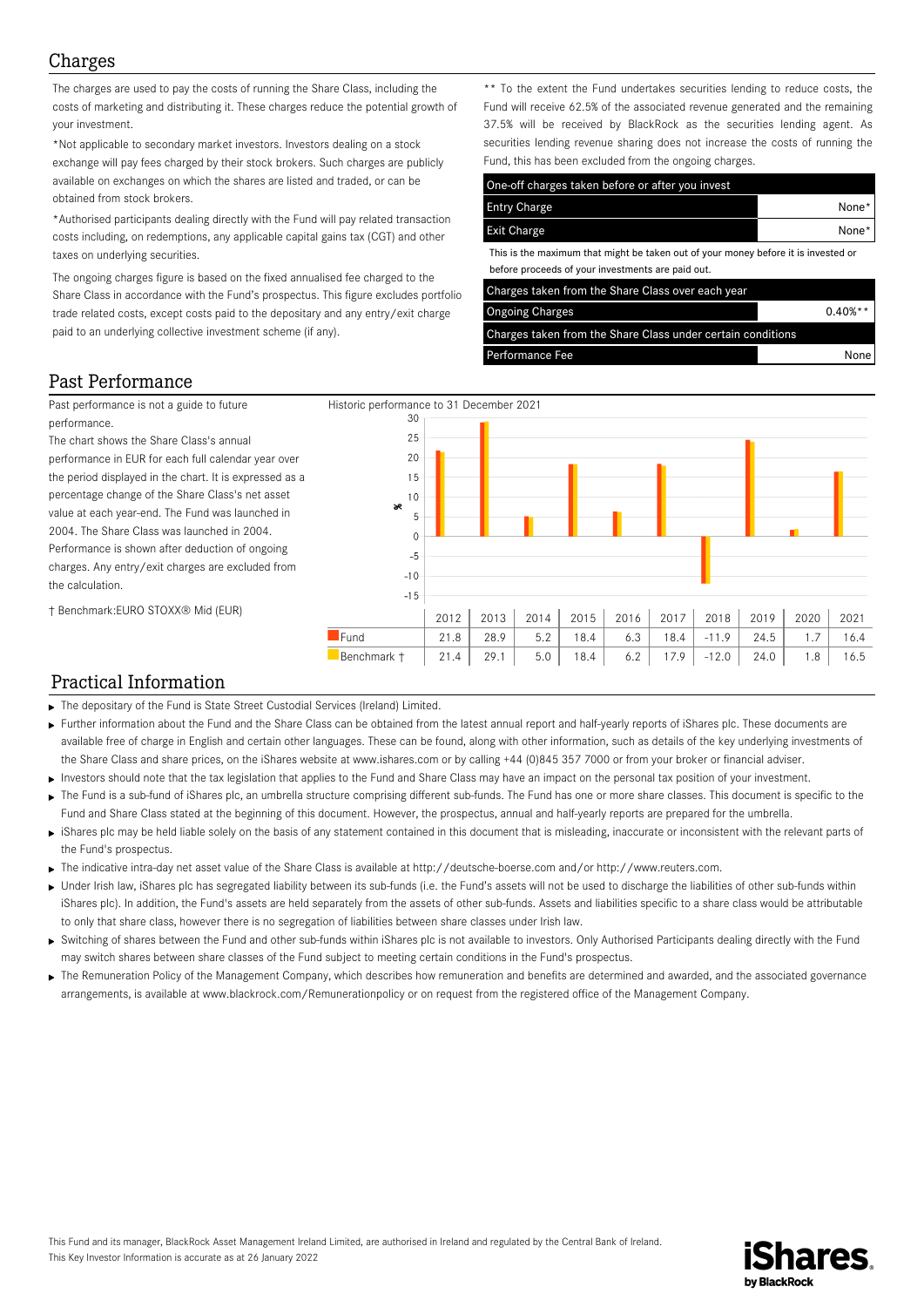## Charges

The charges are used to pay the costs of running the Share Class, including the costs of marketing and distributing it. These charges reduce the potential growth of your investment.

*Not applicable to secondary market investors. Investors dealing on a stock exchange will pay fees charged by their stock brokers. Such charges are publicly available on exchanges on which the shares are listed and traded, or can be obtained from stock brokers.

*Authorised participants dealing directly with the Fund will pay related transaction costs including, on redemptions, any applicable capital gains tax (CGT) and other taxes on underlying securities.

The ongoing charges figure is based on the fixed annualised fee charged to the Share Class in accordance with the Fund's prospectus. This figure excludes portfolio trade related costs, except costs paid to the depositary and any entry/exit charge paid to an underlying collective investment scheme (if any).

** To the extent the Fund undertakes securities lending to reduce costs, the Fund will receive 62.5% of the associated revenue generated and the remaining 37.5% will be received by BlackRock as the securities lending agent. As securities lending revenue sharing does not increase the costs of running the Fund, this has been excluded from the ongoing charges.

| One-off charges taken before or after you invest | |
|---|---|
| Entry Charge | None* |
| Exit Charge | None* |

This is the maximum that might be taken out of your money before it is invested or before proceeds of your investments are paid out.

| Charges taken from the Share Class over each year | |
|---|---|
| Ongoing Charges | 0.40%** |
| **Charges taken from the Share Class under certain conditions** | |
| Performance Fee | None |

## Past Performance

Past performance is not a guide to future performance.

The chart shows the Share Class's annual performance in EUR for each full calendar year over the period displayed in the chart. It is expressed as a percentage change of the Share Class's net asset value at each year-end. The Fund was launched in 2004. The Share Class was launched in 2004.

Performance is shown after deduction of ongoing charges. Any entry/exit charges are excluded from the calculation.

† Benchmark:EURO STOXX® Mid (EUR)

Historic performance to 31 December 2021

%

30
25
20
15
10
5
0
-5
-10
-15

| | 2012 | 2013 | 2014 | 2015 | 2016 | 2017 | 2018 | 2019 | 2020 | 2021 |
|---|---|---|---|---|---|---|---|---|---|---|
| Fund | 21.8 | 28.9 | 5.2 | 18.4 | 6.3 | 18.4 | -11.9 | 24.5 | 1.7 | 16.4 |
| Benchmark † | 21.4 | 29.1 | 5.0 | 18.4 | 6.2 | 17.9 | -12.0 | 24.0 | 1.8 | 16.5 |

## Practical Information

- The depositary of the Fund is State Street Custodial Services (Ireland) Limited.
- Further information about the Fund and the Share Class can be obtained from the latest annual report and half-yearly reports of iShares plc. These documents are available free of charge in English and certain other languages. These can be found, along with other information, such as details of the key underlying investments of the Share Class and share prices, on the iShares website at www.ishares.com or by calling +44 (0)845 357 7000 or from your broker or financial adviser.
- Investors should note that the tax legislation that applies to the Fund and Share Class may have an impact on the personal tax position of your investment.
- The Fund is a sub-fund of iShares plc, an umbrella structure comprising different sub-funds. The Fund has one or more share classes. This document is specific to the Fund and Share Class stated at the beginning of this document. However, the prospectus, annual and half-yearly reports are prepared for the umbrella.
- iShares plc may be held liable solely on the basis of any statement contained in this document that is misleading, inaccurate or inconsistent with the relevant parts of the Fund's prospectus.
- The indicative intra-day net asset value of the Share Class is available at http://deutsche-boerse.com and/or http://www.reuters.com.
- Under Irish law, iShares plc has segregated liability between its sub-funds (i.e. the Fund's assets will not be used to discharge the liabilities of other sub-funds within iShares plc). In addition, the Fund's assets are held separately from the assets of other sub-funds. Assets and liabilities specific to a share class would be attributable to only that share class, however there is no segregation of liabilities between share classes under Irish law.
- Switching of shares between the Fund and other sub-funds within iShares plc is not available to investors. Only Authorised Participants dealing directly with the Fund may switch shares between share classes of the Fund subject to meeting certain conditions in the Fund's prospectus.
- The Remuneration Policy of the Management Company, which describes how remuneration and benefits are determined and awarded, and the associated governance arrangements, is available at www.blackrock.com/Remunerationpolicy or on request from the registered office of the Management Company.

This Fund and its manager, BlackRock Asset Management Ireland Limited, are authorised in Ireland and regulated by the Central Bank of Ireland.
This Key Investor Information is accurate as at 26 January 2022